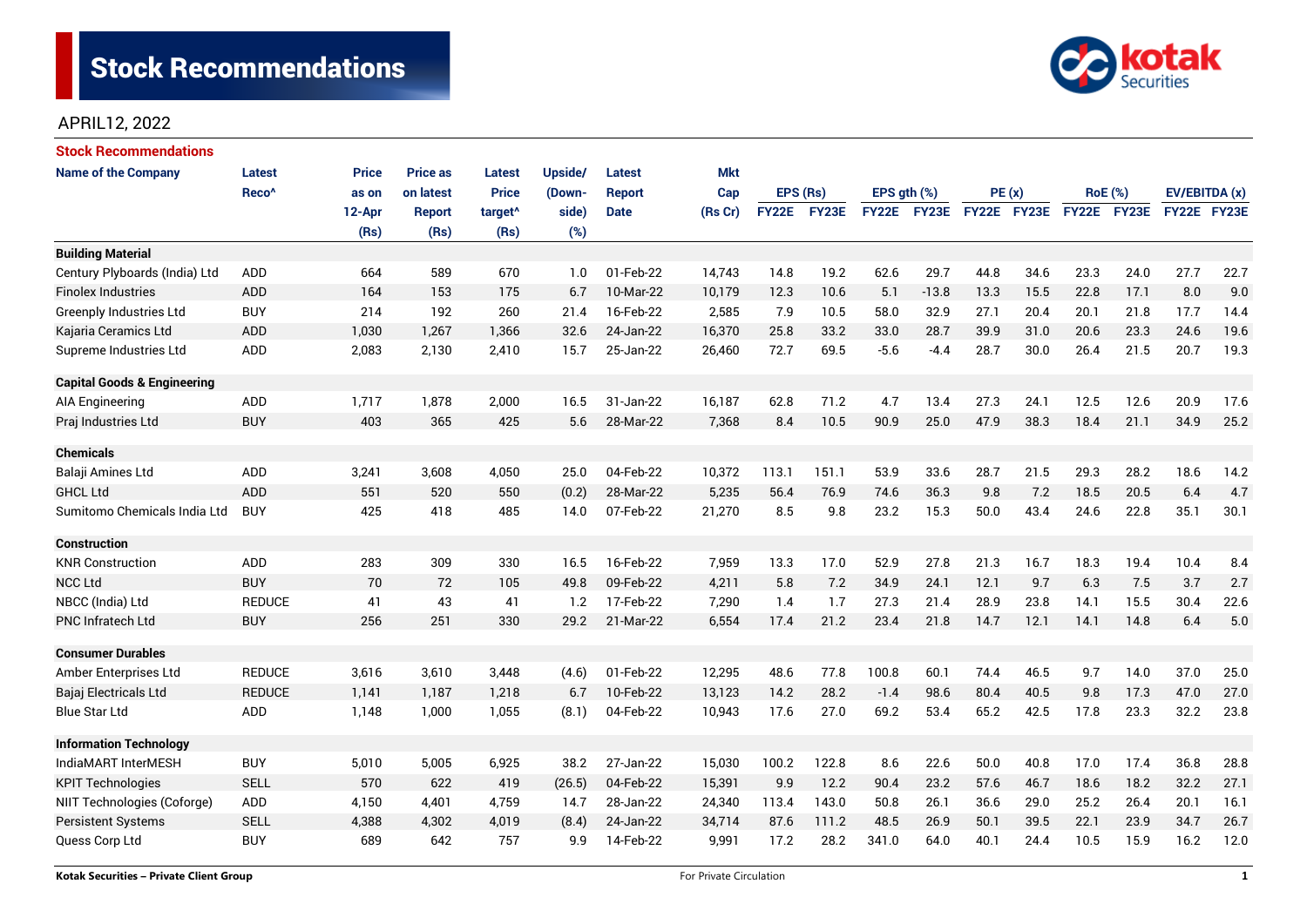# Stock Recommendations

APRIL12, 2022

## Stock Recommendations

| Name of the Company | Latest Reco^ | Price as on 12-Apr (Rs) | Price as on latest Report (Rs) | Latest Price target^ (Rs) | Upside/ (Down-side) (%) | Latest Report Date | Mkt Cap (Rs Cr) | EPS (Rs) | | EPS gth (%) | | PE (x) | | RoE (%) | | EV/EBITDA (x) | |
|---|---|---|---|---|---|---|---|---|---|---|---|---|---|---|---|---|---|
| | | | | | | | | FY22E | FY23E | FY22E | FY23E | FY22E | FY23E | FY22E | FY23E | FY22E | FY23E |
| **Building Material** | | | | | | | | | | | | | | | | | |
| Century Plyboards (India) Ltd | ADD | 664 | 589 | 670 | 1.0 | 01-Feb-22 | 14,743 | 14.8 | 19.2 | 62.6 | 29.7 | 44.8 | 34.6 | 23.3 | 24.0 | 27.7 | 22.7 |
| Finolex Industries | ADD | 164 | 153 | 175 | 6.7 | 10-Mar-22 | 10,179 | 12.3 | 10.6 | 5.1 | -13.8 | 13.3 | 15.5 | 22.8 | 17.1 | 8.0 | 9.0 |
| Greenply Industries Ltd | BUY | 214 | 192 | 260 | 21.4 | 16-Feb-22 | 2,585 | 7.9 | 10.5 | 58.0 | 32.9 | 27.1 | 20.4 | 20.1 | 21.8 | 17.7 | 14.4 |
| Kajaria Ceramics Ltd | ADD | 1,030 | 1,267 | 1,366 | 32.6 | 24-Jan-22 | 16,370 | 25.8 | 33.2 | 33.0 | 28.7 | 39.9 | 31.0 | 20.6 | 23.3 | 24.6 | 19.6 |
| Supreme Industries Ltd | ADD | 2,083 | 2,130 | 2,410 | 15.7 | 25-Jan-22 | 26,460 | 72.7 | 69.5 | -5.6 | -4.4 | 28.7 | 30.0 | 26.4 | 21.5 | 20.7 | 19.3 |
| **Capital Goods & Engineering** | | | | | | | | | | | | | | | | | |
| AIA Engineering | ADD | 1,717 | 1,878 | 2,000 | 16.5 | 31-Jan-22 | 16,187 | 62.8 | 71.2 | 4.7 | 13.4 | 27.3 | 24.1 | 12.5 | 12.6 | 20.9 | 17.6 |
| Praj Industries Ltd | BUY | 403 | 365 | 425 | 5.6 | 28-Mar-22 | 7,368 | 8.4 | 10.5 | 90.9 | 25.0 | 47.9 | 38.3 | 18.4 | 21.1 | 34.9 | 25.2 |
| **Chemicals** | | | | | | | | | | | | | | | | | |
| Balaji Amines Ltd | ADD | 3,241 | 3,608 | 4,050 | 25.0 | 04-Feb-22 | 10,372 | 113.1 | 151.1 | 53.9 | 33.6 | 28.7 | 21.5 | 29.3 | 28.2 | 18.6 | 14.2 |
| GHCL Ltd | ADD | 551 | 520 | 550 | (0.2) | 28-Mar-22 | 5,235 | 56.4 | 76.9 | 74.6 | 36.3 | 9.8 | 7.2 | 18.5 | 20.5 | 6.4 | 4.7 |
| Sumitomo Chemicals India Ltd | BUY | 425 | 418 | 485 | 14.0 | 07-Feb-22 | 21,270 | 8.5 | 9.8 | 23.2 | 15.3 | 50.0 | 43.4 | 24.6 | 22.8 | 35.1 | 30.1 |
| **Construction** | | | | | | | | | | | | | | | | | |
| KNR Construction | ADD | 283 | 309 | 330 | 16.5 | 16-Feb-22 | 7,959 | 13.3 | 17.0 | 52.9 | 27.8 | 21.3 | 16.7 | 18.3 | 19.4 | 10.4 | 8.4 |
| NCC Ltd | BUY | 70 | 72 | 105 | 49.8 | 09-Feb-22 | 4,211 | 5.8 | 7.2 | 34.9 | 24.1 | 12.1 | 9.7 | 6.3 | 7.5 | 3.7 | 2.7 |
| NBCC (India) Ltd | REDUCE | 41 | 43 | 41 | 1.2 | 17-Feb-22 | 7,290 | 1.4 | 1.7 | 27.3 | 21.4 | 28.9 | 23.8 | 14.1 | 15.5 | 30.4 | 22.6 |
| PNC Infratech Ltd | BUY | 256 | 251 | 330 | 29.2 | 21-Mar-22 | 6,554 | 17.4 | 21.2 | 23.4 | 21.8 | 14.7 | 12.1 | 14.1 | 14.8 | 6.4 | 5.0 |
| **Consumer Durables** | | | | | | | | | | | | | | | | | |
| Amber Enterprises Ltd | REDUCE | 3,616 | 3,610 | 3,448 | (4.6) | 01-Feb-22 | 12,295 | 48.6 | 77.8 | 100.8 | 60.1 | 74.4 | 46.5 | 9.7 | 14.0 | 37.0 | 25.0 |
| Bajaj Electricals Ltd | REDUCE | 1,141 | 1,187 | 1,218 | 6.7 | 10-Feb-22 | 13,123 | 14.2 | 28.2 | -1.4 | 98.6 | 80.4 | 40.5 | 9.8 | 17.3 | 47.0 | 27.0 |
| Blue Star Ltd | ADD | 1,148 | 1,000 | 1,055 | (8.1) | 04-Feb-22 | 10,943 | 17.6 | 27.0 | 69.2 | 53.4 | 65.2 | 42.5 | 17.8 | 23.3 | 32.2 | 23.8 |
| **Information Technology** | | | | | | | | | | | | | | | | | |
| IndiaMART InterMESH | BUY | 5,010 | 5,005 | 6,925 | 38.2 | 27-Jan-22 | 15,030 | 100.2 | 122.8 | 8.6 | 22.6 | 50.0 | 40.8 | 17.0 | 17.4 | 36.8 | 28.8 |
| KPIT Technologies | SELL | 570 | 622 | 419 | (26.5) | 04-Feb-22 | 15,391 | 9.9 | 12.2 | 90.4 | 23.2 | 57.6 | 46.7 | 18.6 | 18.2 | 32.2 | 27.1 |
| NIIT Technologies (Coforge) | ADD | 4,150 | 4,401 | 4,759 | 14.7 | 28-Jan-22 | 24,340 | 113.4 | 143.0 | 50.8 | 26.1 | 36.6 | 29.0 | 25.2 | 26.4 | 20.1 | 16.1 |
| Persistent Systems | SELL | 4,388 | 4,302 | 4,019 | (8.4) | 24-Jan-22 | 34,714 | 87.6 | 111.2 | 48.5 | 26.9 | 50.1 | 39.5 | 22.1 | 23.9 | 34.7 | 26.7 |
| Quess Corp Ltd | BUY | 689 | 642 | 757 | 9.9 | 14-Feb-22 | 9,991 | 17.2 | 28.2 | 341.0 | 64.0 | 40.1 | 24.4 | 10.5 | 15.9 | 16.2 | 12.0 |

Kotak Securities – Private Client Group

For Private Circulation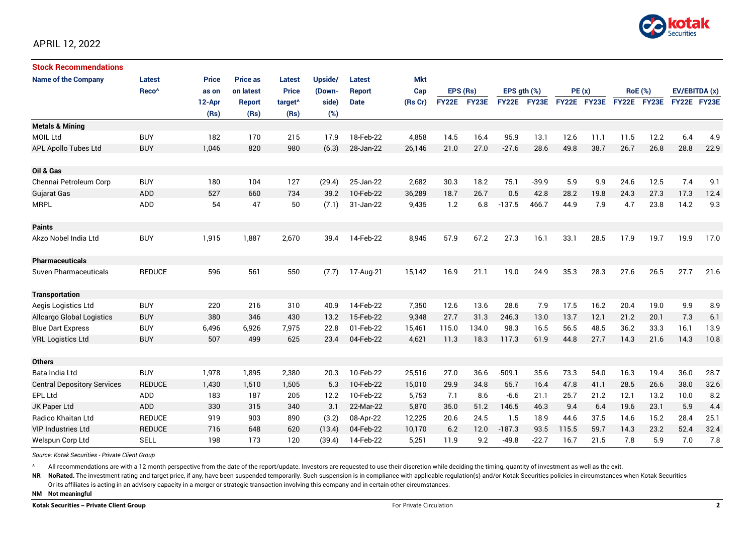APRIL 12, 2022

## Stock Recommendations

| Name of the Company | Latest Reco^ | Price as on 12-Apr (Rs) | Price as on latest Report (Rs) | Latest Price target^ (Rs) | Upside/ (Down-side) (%) | Latest Report Date | Mkt Cap (Rs Cr) | EPS (Rs) FY22E | EPS (Rs) FY23E | EPS gth (%) FY22E | EPS gth (%) FY23E | PE (x) FY22E | PE (x) FY23E | RoE (%) FY22E | RoE (%) FY23E | EV/EBITDA (x) FY22E | EV/EBITDA (x) FY23E |
|---|---|---|---|---|---|---|---|---|---|---|---|---|---|---|---|---|---|
| **Metals & Mining** | | | | | | | | | | | | | | | | | |
| MOIL Ltd | BUY | 182 | 170 | 215 | 17.9 | 18-Feb-22 | 4,858 | 14.5 | 16.4 | 95.9 | 13.1 | 12.6 | 11.1 | 11.5 | 12.2 | 6.4 | 4.9 |
| APL Apollo Tubes Ltd | BUY | 1,046 | 820 | 980 | (6.3) | 28-Jan-22 | 26,146 | 21.0 | 27.0 | -27.6 | 28.6 | 49.8 | 38.7 | 26.7 | 26.8 | 28.8 | 22.9 |
| **Oil & Gas** | | | | | | | | | | | | | | | | | |
| Chennai Petroleum Corp | BUY | 180 | 104 | 127 | (29.4) | 25-Jan-22 | 2,682 | 30.3 | 18.2 | 75.1 | -39.9 | 5.9 | 9.9 | 24.6 | 12.5 | 7.4 | 9.1 |
| Gujarat Gas | ADD | 527 | 660 | 734 | 39.2 | 10-Feb-22 | 36,289 | 18.7 | 26.7 | 0.5 | 42.8 | 28.2 | 19.8 | 24.3 | 27.3 | 17.3 | 12.4 |
| MRPL | ADD | 54 | 47 | 50 | (7.1) | 31-Jan-22 | 9,435 | 1.2 | 6.8 | -137.5 | 466.7 | 44.9 | 7.9 | 4.7 | 23.8 | 14.2 | 9.3 |
| **Paints** | | | | | | | | | | | | | | | | | |
| Akzo Nobel India Ltd | BUY | 1,915 | 1,887 | 2,670 | 39.4 | 14-Feb-22 | 8,945 | 57.9 | 67.2 | 27.3 | 16.1 | 33.1 | 28.5 | 17.9 | 19.7 | 19.9 | 17.0 |
| **Pharmaceuticals** | | | | | | | | | | | | | | | | | |
| Suven Pharmaceuticals | REDUCE | 596 | 561 | 550 | (7.7) | 17-Aug-21 | 15,142 | 16.9 | 21.1 | 19.0 | 24.9 | 35.3 | 28.3 | 27.6 | 26.5 | 27.7 | 21.6 |
| **Transportation** | | | | | | | | | | | | | | | | | |
| Aegis Logistics Ltd | BUY | 220 | 216 | 310 | 40.9 | 14-Feb-22 | 7,350 | 12.6 | 13.6 | 28.6 | 7.9 | 17.5 | 16.2 | 20.4 | 19.0 | 9.9 | 8.9 |
| Allcargo Global Logistics | BUY | 380 | 346 | 430 | 13.2 | 15-Feb-22 | 9,348 | 27.7 | 31.3 | 246.3 | 13.0 | 13.7 | 12.1 | 21.2 | 20.1 | 7.3 | 6.1 |
| Blue Dart Express | BUY | 6,496 | 6,926 | 7,975 | 22.8 | 01-Feb-22 | 15,461 | 115.0 | 134.0 | 98.3 | 16.5 | 56.5 | 48.5 | 36.2 | 33.3 | 16.1 | 13.9 |
| VRL Logistics Ltd | BUY | 507 | 499 | 625 | 23.4 | 04-Feb-22 | 4,621 | 11.3 | 18.3 | 117.3 | 61.9 | 44.8 | 27.7 | 14.3 | 21.6 | 14.3 | 10.8 |
| **Others** | | | | | | | | | | | | | | | | | |
| Bata India Ltd | BUY | 1,978 | 1,895 | 2,380 | 20.3 | 10-Feb-22 | 25,516 | 27.0 | 36.6 | -509.1 | 35.6 | 73.3 | 54.0 | 16.3 | 19.4 | 36.0 | 28.7 |
| Central Depository Services | REDUCE | 1,430 | 1,510 | 1,505 | 5.3 | 10-Feb-22 | 15,010 | 29.9 | 34.8 | 55.7 | 16.4 | 47.8 | 41.1 | 28.5 | 26.6 | 38.0 | 32.6 |
| EPL Ltd | ADD | 183 | 187 | 205 | 12.2 | 10-Feb-22 | 5,753 | 7.1 | 8.6 | -6.6 | 21.1 | 25.7 | 21.2 | 12.1 | 13.2 | 10.0 | 8.2 |
| JK Paper Ltd | ADD | 330 | 315 | 340 | 3.1 | 22-Mar-22 | 5,870 | 35.0 | 51.2 | 146.5 | 46.3 | 9.4 | 6.4 | 19.6 | 23.1 | 5.9 | 4.4 |
| Radico Khaitan Ltd | REDUCE | 919 | 903 | 890 | (3.2) | 08-Apr-22 | 12,225 | 20.6 | 24.5 | 1.5 | 18.9 | 44.6 | 37.5 | 14.6 | 15.2 | 28.4 | 25.1 |
| VIP Industries Ltd | REDUCE | 716 | 648 | 620 | (13.4) | 04-Feb-22 | 10,170 | 6.2 | 12.0 | -187.3 | 93.5 | 115.5 | 59.7 | 14.3 | 23.2 | 52.4 | 32.4 |
| Welspun Corp Ltd | SELL | 198 | 173 | 120 | (39.4) | 14-Feb-22 | 5,251 | 11.9 | 9.2 | -49.8 | -22.7 | 16.7 | 21.5 | 7.8 | 5.9 | 7.0 | 7.8 |

*Source: Kotak Securities - Private Client Group*

^ All recommendations are with a 12 month perspective from the date of the report/update. Investors are requested to use their discretion while deciding the timing, quantity of investment as well as the exit.

**NR** **NoRated.** The investment rating and target price, if any, have been suspended temporarily. Such suspension is in compliance with applicable regulation(s) and/or Kotak Securities policies in circumstances when Kotak Securities Or its affiliates is acting in an advisory capacity in a merger or strategic transaction involving this company and in certain other circumstances.

**NM** **Not meaningful**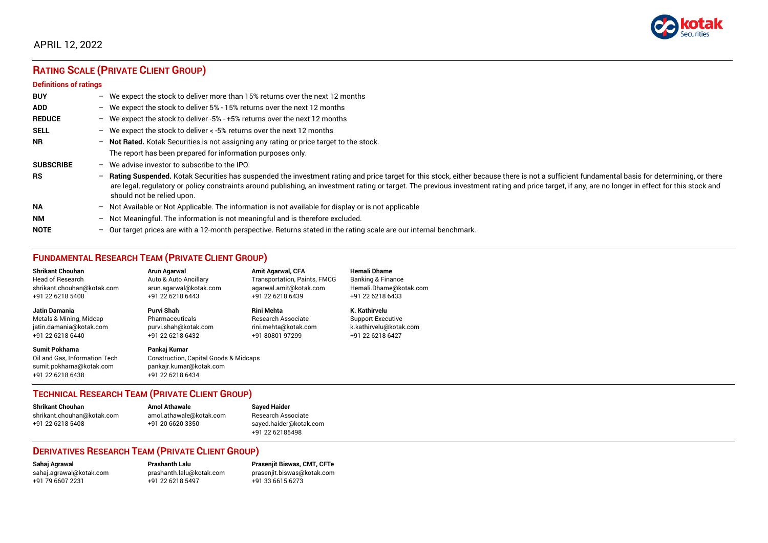APRIL 12, 2022

## RATING SCALE (PRIVATE CLIENT GROUP)

### Definitions of ratings

**BUY** – We expect the stock to deliver more than 15% returns over the next 12 months

**ADD** – We expect the stock to deliver 5% - 15% returns over the next 12 months

**REDUCE** – We expect the stock to deliver -5% - +5% returns over the next 12 months

**SELL** – We expect the stock to deliver < -5% returns over the next 12 months

**NR** – **Not Rated.** Kotak Securities is not assigning any rating or price target to the stock. The report has been prepared for information purposes only.

**SUBSCRIBE** – We advise investor to subscribe to the IPO.

**RS** – **Rating Suspended.** Kotak Securities has suspended the investment rating and price target for this stock, either because there is not a sufficient fundamental basis for determining, or there are legal, regulatory or policy constraints around publishing, an investment rating or target. The previous investment rating and price target, if any, are no longer in effect for this stock and should not be relied upon.

**NA** – Not Available or Not Applicable. The information is not available for display or is not applicable

**NM** – Not Meaningful. The information is not meaningful and is therefore excluded.

**NOTE** – Our target prices are with a 12-month perspective. Returns stated in the rating scale are our internal benchmark.

## FUNDAMENTAL RESEARCH TEAM (PRIVATE CLIENT GROUP)

**Shrikant Chouhan**
Head of Research
shrikant.chouhan@kotak.com
+91 22 6218 5408

**Arun Agarwal**
Auto & Auto Ancillary
arun.agarwal@kotak.com
+91 22 6218 6443

**Amit Agarwal, CFA**
Transportation, Paints, FMCG
agarwal.amit@kotak.com
+91 22 6218 6439

**Hemali Dhame**
Banking & Finance
Hemali.Dhame@kotak.com
+91 22 6218 6433

**Jatin Damania**
Metals & Mining, Midcap
jatin.damania@kotak.com
+91 22 6218 6440

**Purvi Shah**
Pharmaceuticals
purvi.shah@kotak.com
+91 22 6218 6432

**Rini Mehta**
Research Associate
rini.mehta@kotak.com
+91 80801 97299

**K. Kathirvelu**
Support Executive
k.kathirvelu@kotak.com
+91 22 6218 6427

**Sumit Pokharna**
Oil and Gas, Information Tech
sumit.pokharna@kotak.com
+91 22 6218 6438

**Pankaj Kumar**
Construction, Capital Goods & Midcaps
pankajr.kumar@kotak.com
+91 22 6218 6434

## TECHNICAL RESEARCH TEAM (PRIVATE CLIENT GROUP)

**Shrikant Chouhan**
shrikant.chouhan@kotak.com
+91 22 6218 5408

**Amol Athawale**
amol.athawale@kotak.com
+91 20 6620 3350

**Sayed Haider**
Research Associate
sayed.haider@kotak.com
+91 22 62185498

## DERIVATIVES RESEARCH TEAM (PRIVATE CLIENT GROUP)

**Sahaj Agrawal**
sahaj.agrawal@kotak.com
+91 79 6607 2231

**Prashanth Lalu**
prashanth.lalu@kotak.com
+91 22 6218 5497

**Prasenjit Biswas, CMT, CFTe**
prasenjit.biswas@kotak.com
+91 33 6615 6273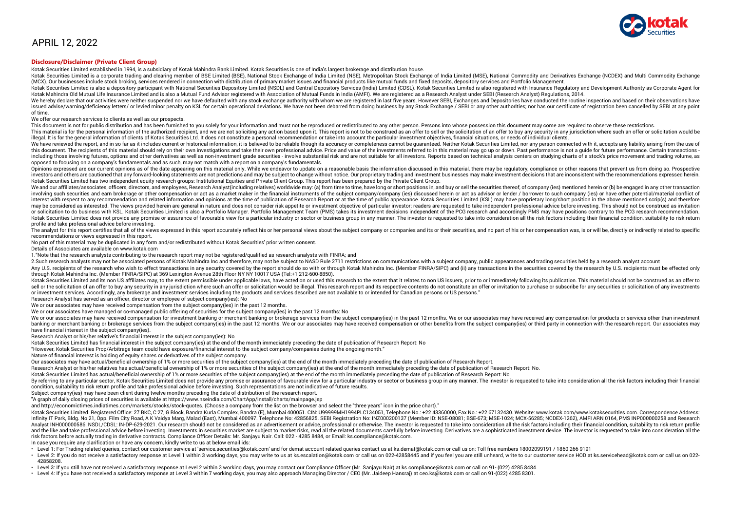APRIL 12, 2022

### Disclosure/Disclaimer (Private Client Group)

Kotak Securities Limited established in 1994, is a subsidiary of Kotak Mahindra Bank Limited. Kotak Securities is one of India's largest brokerage and distribution house.

Kotak Securities Limited is a corporate trading and clearing member of BSE Limited (BSE), National Stock Exchange of India Limited (NSE), Metropolitan Stock Exchange of India Limited (MSE), National Commodity and Derivatives Exchange (NCDEX) and Multi Commodity Exchange (MCX). Our businesses include stock broking, services rendered in connection with distribution of primary market issues and financial products like mutual funds and fixed deposits, depository services and Portfolio Management.

Kotak Securities Limited is also a depository participant with National Securities Depository Limited (NSDL) and Central Depository Services (India) Limited (CDSL). Kotak Securities Limited is also registered with Insurance Regulatory and Development Authority as Corporate Agent for Kotak Mahindra Old Mutual Life Insurance Limited and is also a Mutual Fund Advisor registered with Association of Mutual Funds in India (AMFI). We are registered as a Research Analyst under SEBI (Research Analyst) Regulations, 2014.

We hereby declare that our activities were neither suspended nor we have defaulted with any stock exchange authority with whom we are registered in last five years. However SEBI, Exchanges and Depositories have conducted the routine inspection and based on their observations have issued advise/warning/deficiency letters/ or levied minor penalty on KSL for certain operational deviations. We have not been debarred from doing business by any Stock Exchange / SEBI or any other authorities; nor has our certificate of registration been cancelled by SEBI at any point of time.

We offer our research services to clients as well as our prospects.

This document is not for public distribution and has been furnished to you solely for your information and must not be reproduced or redistributed to any other person. Persons into whose possession this document may come are required to observe these restrictions.

This material is for the personal information of the authorized recipient, and we are not soliciting any action based upon it. This report is not to be construed as an offer to sell or the solicitation of an offer to buy any security in any jurisdiction where such an offer or solicitation would be illegal. It is for the general information of clients of Kotak Securities Ltd. It does not constitute a personal recommendation or take into account the particular investment objectives, financial situations, or needs of individual clients.

We have reviewed the report, and in so far as it includes current or historical information, it is believed to be reliable though its accuracy or completeness cannot be guaranteed. Neither Kotak Securities Limited, nor any person connected with it, accepts any liability arising from the use of this document. The recipients of this material should rely on their own investigations and take their own professional advice. Price and value of the investments referred to in this material may go up or down. Past performance is not a guide for future performance. Certain transactions - including those involving futures, options and other derivatives as well as non-investment grade securities - involve substantial risk and are not suitable for all investors. Reports based on technical analysis centers on studying charts of a stock's price movement and trading volume, as opposed to focusing on a company's fundamentals and as such, may not match with a report on a company's fundamentals.

Opinions expressed are our current opinions as of the date appearing on this material only. While we endeavor to update on a reasonable basis the information discussed in this material, there may be regulatory, compliance or other reasons that prevent us from doing so. Prospective investors and others are cautioned that any forward-looking statements are not predictions and may be subject to change without notice. Our proprietary trading and investment businesses may make investment decisions that are inconsistent with the recommendations expressed herein. Kotak Securities Limited has two independent equity research groups: Institutional Equities and Private Client Group. This report has been prepared by the Private Client Group.

We and our affiliates/associates, officers, directors, and employees, Research Analyst(including relatives) worldwide may: (a) from time to time, have long or short positions in, and buy or sell the securities thereof, of company (ies) mentioned herein or (b) be engaged in any other transaction involving such securities and earn brokerage or other compensation or act as a market maker in the financial instruments of the subject company/company (ies) discussed herein or act as advisor or lender / borrower to such company (ies) or have other potential/material conflict of interest with respect to any recommendation and related information and opinions at the time of publication of Research Report or at the time of public appearance. Kotak Securities Limited (KSL) may have proprietary long/short position in the above mentioned scrip(s) and therefore may be considered as interested. The views provided herein are general in nature and does not consider risk appetite or investment objective of particular investor; readers are requested to take independent professional advice before investing. This should not be construed as invitation or solicitation to do business with KSL. Kotak Securities Limited is also a Portfolio Manager. Portfolio Management Team (PMS) takes its investment decisions independent of the PCG research and accordingly PMS may have positions contrary to the PCG research recommendation. Kotak Securities Limited does not provide any promise or assurance of favourable view for a particular industry or sector or business group in any manner. The investor is requested to take into consideration all the risk factors including their financial condition, suitability to risk return profile and take professional advice before investing.

The analyst for this report certifies that all of the views expressed in this report accurately reflect his or her personal views about the subject company or companies and its or their securities, and no part of his or her compensation was, is or will be, directly or indirectly related to specific recommendations or views expressed in this report.

No part of this material may be duplicated in any form and/or redistributed without Kotak Securities' prior written consent.

Details of Associates are available on www.kotak.com

1."Note that the research analysts contributing to the research report may not be registered/qualified as research analysts with FINRA; and

2.Such research analysts may not be associated persons of Kotak Mahindra Inc and therefore, may not be subject to NASD Rule 2711 restrictions on communications with a subject company, public appearances and trading securities held by a research analyst account

Any U.S. recipients of the research who wish to effect transactions in any security covered by the report should do so with or through Kotak Mahindra Inc. (Member FINRA/SIPC) and (ii) any transactions in the securities covered by the research by U.S. recipients must be effected only through Kotak Mahindra Inc. (Member FINRA/SIPC) at 369 Lexington Avenue 28th Floor NY NY 10017 USA (Tel:+1 212-600-8850).

Kotak Securities Limited and its non US affiliates may, to the extent permissible under applicable laws, have acted on or used this research to the extent that it relates to non US issuers, prior to or immediately following its publication. This material should not be construed as an offer to sell or the solicitation of an offer to buy any security in any jurisdiction where such an offer or solicitation would be illegal. This research report and its respective contents do not constitute an offer or invitation to purchase or subscribe for any securities or solicitation of any investments or investment services. Accordingly, any brokerage and investment services including the products and services described are not available to or intended for Canadian persons or US persons."

Research Analyst has served as an officer, director or employee of subject company(ies): No

We or our associates may have received compensation from the subject company(ies) in the past 12 months.

We or our associates have managed or co-managed public offering of securities for the subject company(ies) in the past 12 months: No

We or our associates may have received compensation for investment banking or merchant banking or brokerage services from the subject company(ies) in the past 12 months. We or our associates may have received any compensation for products or services other than investment banking or merchant banking or brokerage services from the subject company(ies) in the past 12 months. We or our associates may have received compensation or other benefits from the subject company(ies) or third party in connection with the research report. Our associates may have financial interest in the subject company(ies).

Research Analyst or his/her relative's financial interest in the subject company(ies): No

Kotak Securities Limited has financial interest in the subject company(ies) at the end of the month immediately preceding the date of publication of Research Report: No

"However, Kotak Securities Prop/Arbitrage team could have exposure/financial interest to the subject company/companies during the ongoing month."

Nature of financial interest is holding of equity shares or derivatives of the subject company.

Our associates may have actual/beneficial ownership of 1% or more securities of the subject company(ies) at the end of the month immediately preceding the date of publication of Research Report.

Research Analyst or his/her relatives has actual/beneficial ownership of 1% or more securities of the subject company(ies) at the end of the month immediately preceding the date of publication of Research Report: No.

Kotak Securities Limited has actual/beneficial ownership of 1% or more securities of the subject company(ies) at the end of the month immediately preceding the date of publication of Research Report: No

By referring to any particular sector, Kotak Securities Limited does not provide any promise or assurance of favourable view for a particular industry or sector or business group in any manner. The investor is requested to take into consideration all the risk factors including their financial condition, suitability to risk return profile and take professional advice before investing. Such representations are not indicative of future results.

Subject company(ies) may have been client during twelve months preceding the date of distribution of the research report.

"A graph of daily closing prices of securities is available at https://www.nseindia.com/ChartApp/install/charts/mainpage.jsp

and http://economictimes.indiatimes.com/markets/stocks/stock-quotes. (Choose a company from the list on the browser and select the "three years" icon in the price chart)."

Kotak Securities Limited. Registered Office: 27 BKC, C 27, G Block, Bandra Kurla Complex, Bandra (E), Mumbai 400051. CIN: U99999MH1994PLC134051, Telephone No.: +22 43360000, Fax No.: +22 67132430. Website: www.kotak.com/www.kotaksecurities.com. Correspondence Address: Infinity IT Park, Bldg. No 21, Opp. Film City Road, A K Vaidya Marg, Malad (East), Mumbai 400097. Telephone No: 42856825. SEBI Registration No: INZ000200137 (Member ID: NSE-08081; BSE-673; MSE-1024; MCX-56285; NCDEX-1262), AMFI ARN 0164, PMS INP000000258 and Research Analyst INH000000586. NSDL/CDSL: IN-DP-629-2021. Our research should not be considered as an advertisement or advice, professional or otherwise. The investor is requested to take into consideration all the risk factors including their financial condition, suitability to risk return profile and the like and take professional advice before investing. Investments in securities market are subject to market risks, read all the related documents carefully before investing. Derivatives are a sophisticated investment device. The investor is requested to take into consideration all the risk factors before actually trading in derivative contracts. Compliance Officer Details: Mr. Sanjayu Nair. Call: 022 - 4285 8484, or Email: ks.compliance@kotak.com.

In case you require any clarification or have any concern, kindly write to us at below email ids:

- Level 1: For Trading related queries, contact our customer service at 'service.securities@kotak.com' and for demat account related queries contact us at ks.demat@kotak.com or call us on: Toll free numbers 18002099191 / 1860 266 9191
- Level 2: If you do not receive a satisfactory response at Level 1 within 3 working days, you may write to us at ks.escalation@kotak.com or call us on 022-42858445 and if you feel you are still unheard, write to our customer service HOD at ks.servicehead@kotak.com or call us on 022-42858208.
- Level 3: If you still have not received a satisfactory response at Level 2 within 3 working days, you may contact our Compliance Officer (Mr. Sanjayu Nair) at ks.compliance@kotak.com or call on 91- (022) 4285 8484.
- Level 4: If you have not received a satisfactory response at Level 3 within 7 working days, you may also approach Managing Director / CEO (Mr. Jaideep Hansraj) at ceo.ks@kotak.com or call on 91-(022) 4285 8301.